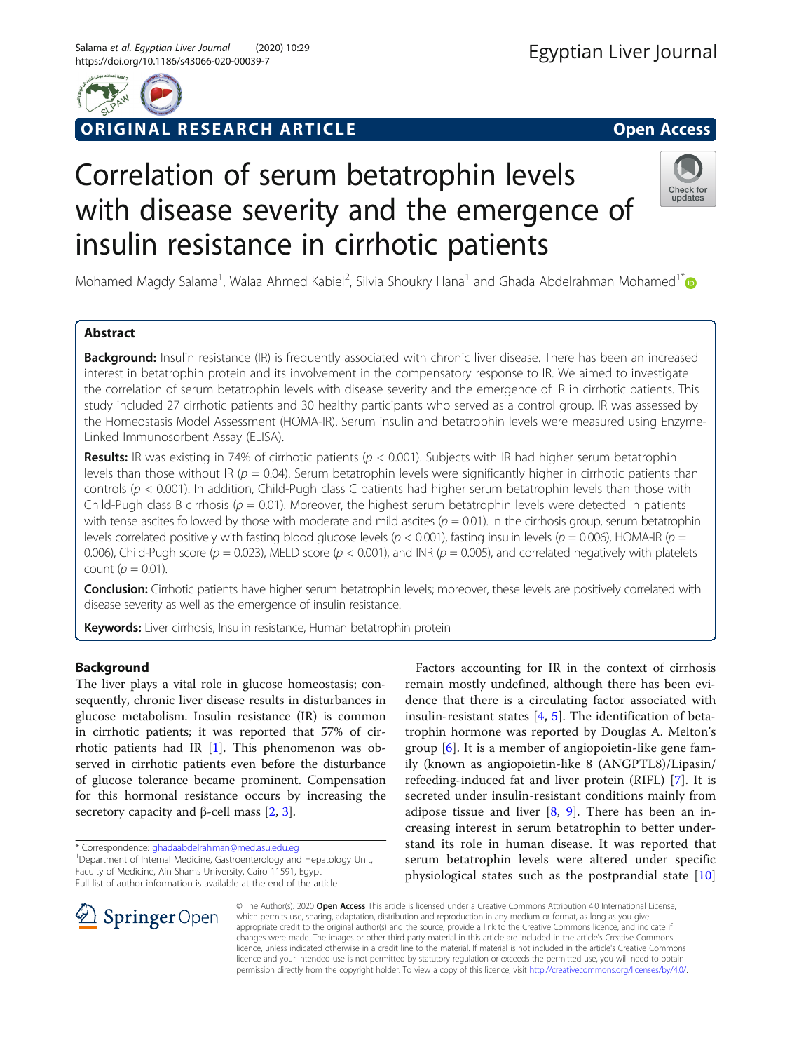ORIGINAL RESEARCH ARTICLE

Open Access

# Correlation of serum betatrophin levels with disease severity and the emergence of insulin resistance in cirrhotic patients

Mohamed Magdy Salama[1], Walaa Ahmed Kabiel[2], Silvia Shoukry Hana[1] and Ghada Abdelrahman Mohamed[1*]

## Abstract

**Background:** Insulin resistance (IR) is frequently associated with chronic liver disease. There has been an increased interest in betatrophin protein and its involvement in the compensatory response to IR. We aimed to investigate the correlation of serum betatrophin levels with disease severity and the emergence of IR in cirrhotic patients. This study included 27 cirrhotic patients and 30 healthy participants who served as a control group. IR was assessed by the Homeostasis Model Assessment (HOMA-IR). Serum insulin and betatrophin levels were measured using Enzyme-Linked Immunosorbent Assay (ELISA).

**Results:** IR was existing in 74% of cirrhotic patients ($p < 0.001$). Subjects with IR had higher serum betatrophin levels than those without IR ($p = 0.04$). Serum betatrophin levels were significantly higher in cirrhotic patients than controls ($p < 0.001$). In addition, Child-Pugh class C patients had higher serum betatrophin levels than those with Child-Pugh class B cirrhosis ($p = 0.01$). Moreover, the highest serum betatrophin levels were detected in patients with tense ascites followed by those with moderate and mild ascites ($p = 0.01$). In the cirrhosis group, serum betatrophin levels correlated positively with fasting blood glucose levels ($p < 0.001$), fasting insulin levels ($p = 0.006$), HOMA-IR ($p = 0.006$), Child-Pugh score ($p = 0.023$), MELD score ($p < 0.001$), and INR ($p = 0.005$), and correlated negatively with platelets count ($p = 0.01$).

**Conclusion:** Cirrhotic patients have higher serum betatrophin levels; moreover, these levels are positively correlated with disease severity as well as the emergence of insulin resistance.

**Keywords:** Liver cirrhosis, Insulin resistance, Human betatrophin protein

## Background

The liver plays a vital role in glucose homeostasis; consequently, chronic liver disease results in disturbances in glucose metabolism. Insulin resistance (IR) is common in cirrhotic patients; it was reported that 57% of cirrhotic patients had IR [1]. This phenomenon was observed in cirrhotic patients even before the disturbance of glucose tolerance became prominent. Compensation for this hormonal resistance occurs by increasing the secretory capacity and β-cell mass [2, 3].

Factors accounting for IR in the context of cirrhosis remain mostly undefined, although there has been evidence that there is a circulating factor associated with insulin-resistant states [4, 5]. The identification of betatrophin hormone was reported by Douglas A. Melton's group [6]. It is a member of angiopoietin-like gene family (known as angiopoietin-like 8 (ANGPTL8)/Lipasin/refeeding-induced fat and liver protein (RIFL) [7]. It is secreted under insulin-resistant conditions mainly from adipose tissue and liver [8, 9]. There has been an increasing interest in serum betatrophin to better understand its role in human disease. It was reported that serum betatrophin levels were altered under specific physiological states such as the postprandial state [10]

\* Correspondence: ghadaabdelrahman@med.asu.edu.eg
[1]Department of Internal Medicine, Gastroenterology and Hepatology Unit, Faculty of Medicine, Ain Shams University, Cairo 11591, Egypt
Full list of author information is available at the end of the article

© The Author(s). 2020 **Open Access** This article is licensed under a Creative Commons Attribution 4.0 International License, which permits use, sharing, adaptation, distribution and reproduction in any medium or format, as long as you give appropriate credit to the original author(s) and the source, provide a link to the Creative Commons licence, and indicate if changes were made. The images or other third party material in this article are included in the article's Creative Commons licence, unless indicated otherwise in a credit line to the material. If material is not included in the article's Creative Commons licence and your intended use is not permitted by statutory regulation or exceeds the permitted use, you will need to obtain permission directly from the copyright holder. To view a copy of this licence, visit http://creativecommons.org/licenses/by/4.0/.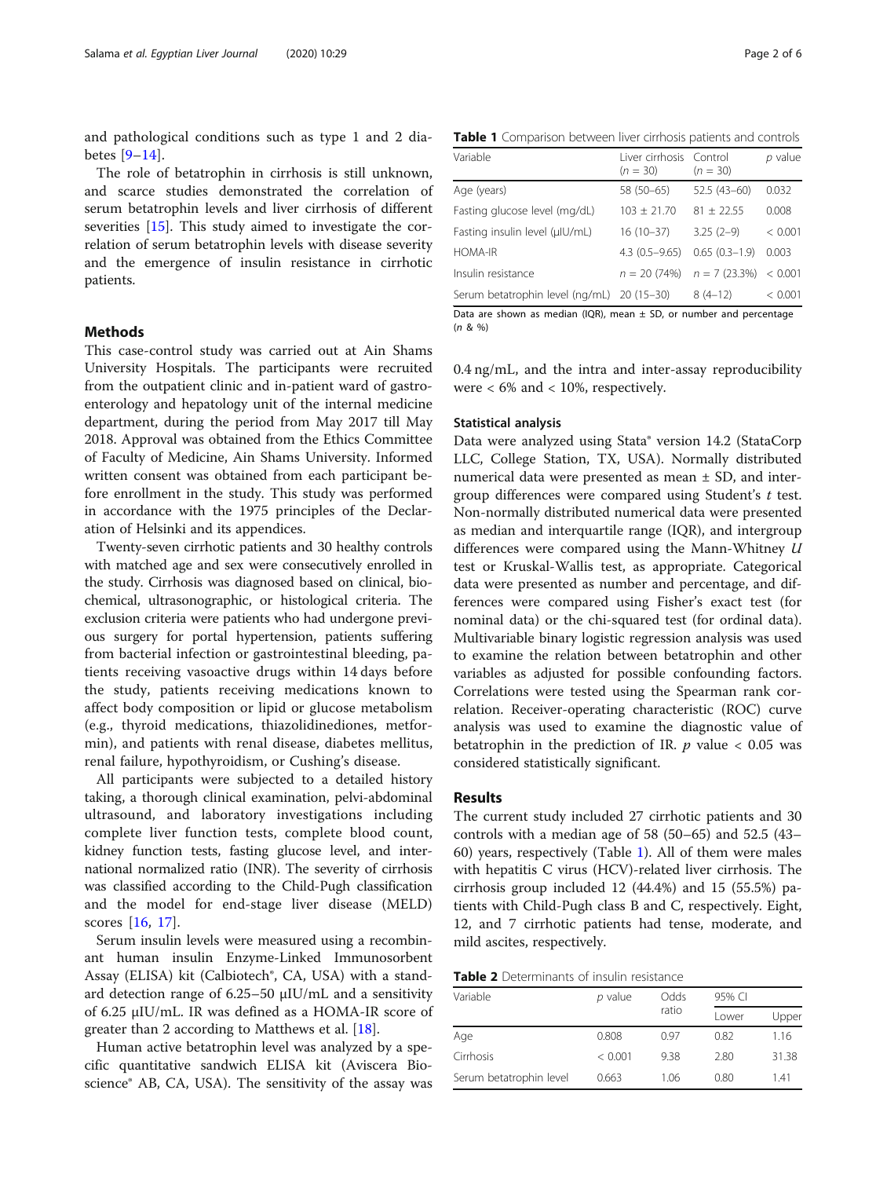and pathological conditions such as type 1 and 2 diabetes [9–14].

The role of betatrophin in cirrhosis is still unknown, and scarce studies demonstrated the correlation of serum betatrophin levels and liver cirrhosis of different severities [15]. This study aimed to investigate the correlation of serum betatrophin levels with disease severity and the emergence of insulin resistance in cirrhotic patients.

## Methods

This case-control study was carried out at Ain Shams University Hospitals. The participants were recruited from the outpatient clinic and in-patient ward of gastroenterology and hepatology unit of the internal medicine department, during the period from May 2017 till May 2018. Approval was obtained from the Ethics Committee of Faculty of Medicine, Ain Shams University. Informed written consent was obtained from each participant before enrollment in the study. This study was performed in accordance with the 1975 principles of the Declaration of Helsinki and its appendices.

Twenty-seven cirrhotic patients and 30 healthy controls with matched age and sex were consecutively enrolled in the study. Cirrhosis was diagnosed based on clinical, biochemical, ultrasonographic, or histological criteria. The exclusion criteria were patients who had undergone previous surgery for portal hypertension, patients suffering from bacterial infection or gastrointestinal bleeding, patients receiving vasoactive drugs within 14 days before the study, patients receiving medications known to affect body composition or lipid or glucose metabolism (e.g., thyroid medications, thiazolidinediones, metformin), and patients with renal disease, diabetes mellitus, renal failure, hypothyroidism, or Cushing's disease.

All participants were subjected to a detailed history taking, a thorough clinical examination, pelvi-abdominal ultrasound, and laboratory investigations including complete liver function tests, complete blood count, kidney function tests, fasting glucose level, and international normalized ratio (INR). The severity of cirrhosis was classified according to the Child-Pugh classification and the model for end-stage liver disease (MELD) scores [16, 17].

Serum insulin levels were measured using a recombinant human insulin Enzyme-Linked Immunosorbent Assay (ELISA) kit (Calbiotech®, CA, USA) with a standard detection range of 6.25–50 μIU/mL and a sensitivity of 6.25 μIU/mL. IR was defined as a HOMA-IR score of greater than 2 according to Matthews et al. [18].

Human active betatrophin level was analyzed by a specific quantitative sandwich ELISA kit (Aviscera Bioscience® AB, CA, USA). The sensitivity of the assay was 0.4 ng/mL, and the intra and inter-assay reproducibility were < 6% and < 10%, respectively.

**Table 1** Comparison between liver cirrhosis patients and controls

| Variable | Liver cirrhosis (*n* = 30) | Control (*n* = 30) | *p* value |
|---|---|---|---|
| Age (years) | 58 (50–65) | 52.5 (43–60) | 0.032 |
| Fasting glucose level (mg/dL) | 103 ± 21.70 | 81 ± 22.55 | 0.008 |
| Fasting insulin level (μIU/mL) | 16 (10–37) | 3.25 (2–9) | < 0.001 |
| HOMA-IR | 4.3 (0.5–9.65) | 0.65 (0.3–1.9) | 0.003 |
| Insulin resistance | *n* = 20 (74%) | *n* = 7 (23.3%) | < 0.001 |
| Serum betatrophin level (ng/mL) | 20 (15–30) | 8 (4–12) | < 0.001 |

Data are shown as median (IQR), mean ± SD, or number and percentage (*n* & %)

### Statistical analysis

Data were analyzed using Stata® version 14.2 (StataCorp LLC, College Station, TX, USA). Normally distributed numerical data were presented as mean ± SD, and intergroup differences were compared using Student's *t* test. Non-normally distributed numerical data were presented as median and interquartile range (IQR), and intergroup differences were compared using the Mann-Whitney *U* test or Kruskal-Wallis test, as appropriate. Categorical data were presented as number and percentage, and differences were compared using Fisher's exact test (for nominal data) or the chi-squared test (for ordinal data). Multivariable binary logistic regression analysis was used to examine the relation between betatrophin and other variables as adjusted for possible confounding factors. Correlations were tested using the Spearman rank correlation. Receiver-operating characteristic (ROC) curve analysis was used to examine the diagnostic value of betatrophin in the prediction of IR. $p$ value < 0.05 was considered statistically significant.

## Results

The current study included 27 cirrhotic patients and 30 controls with a median age of 58 (50–65) and 52.5 (43–60) years, respectively (Table 1). All of them were males with hepatitis C virus (HCV)-related liver cirrhosis. The cirrhosis group included 12 (44.4%) and 15 (55.5%) patients with Child-Pugh class B and C, respectively. Eight, 12, and 7 cirrhotic patients had tense, moderate, and mild ascites, respectively.

**Table 2** Determinants of insulin resistance

| Variable | *p* value | Odds ratio | 95% CI | |
|---|---|---|---|---|
| | | | Lower | Upper |
| Age | 0.808 | 0.97 | 0.82 | 1.16 |
| Cirrhosis | < 0.001 | 9.38 | 2.80 | 31.38 |
| Serum betatrophin level | 0.663 | 1.06 | 0.80 | 1.41 |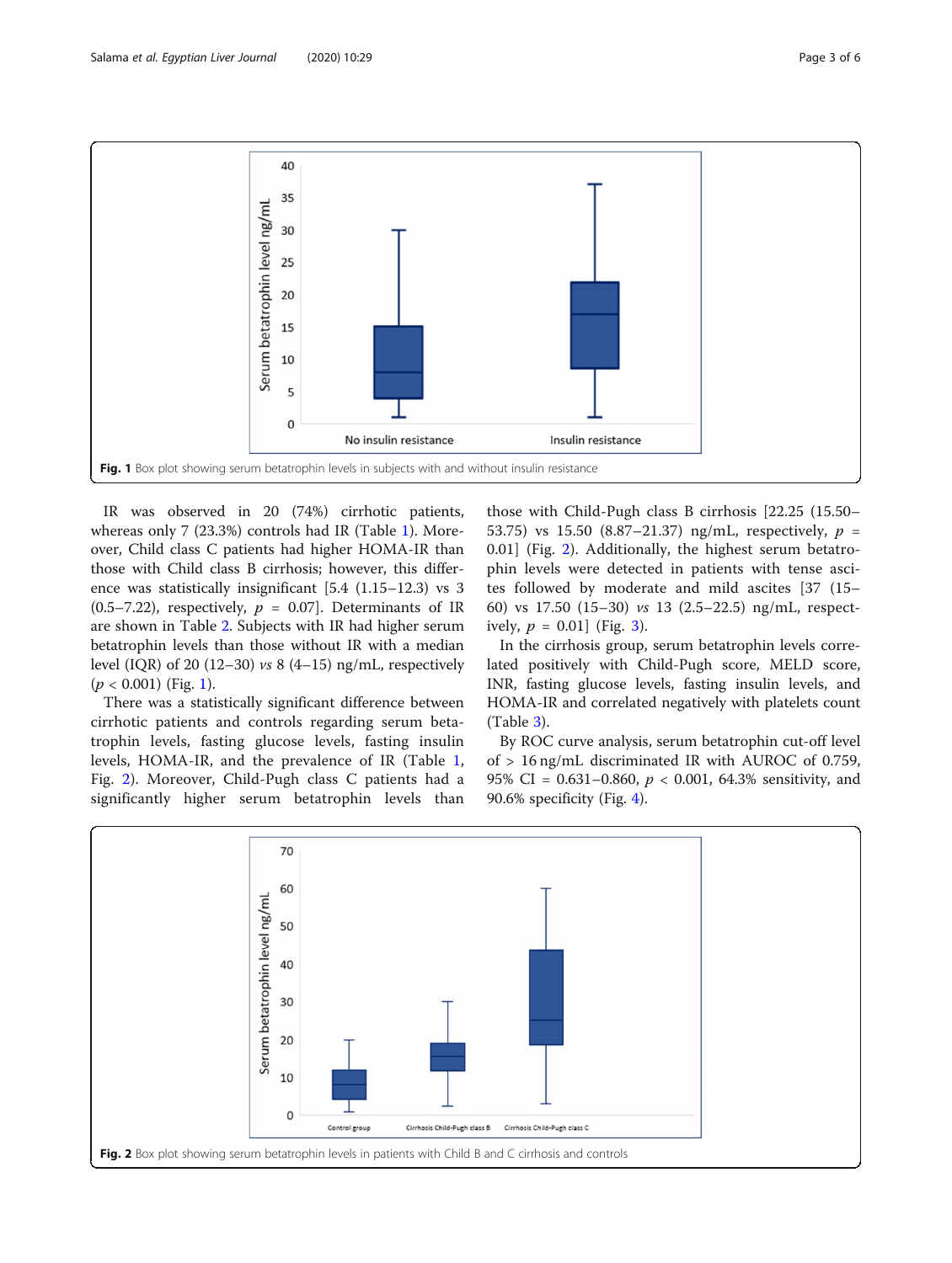Fig. 1 Box plot showing serum betatrophin levels in subjects with and without insulin resistance

IR was observed in 20 (74%) cirrhotic patients, whereas only 7 (23.3%) controls had IR (Table 1). Moreover, Child class C patients had higher HOMA-IR than those with Child class B cirrhosis; however, this difference was statistically insignificant [5.4 (1.15–12.3) vs 3 (0.5–7.22), respectively, $p$ = 0.07]. Determinants of IR are shown in Table 2. Subjects with IR had higher serum betatrophin levels than those without IR with a median level (IQR) of 20 (12–30) *vs* 8 (4–15) ng/mL, respectively ($p$ < 0.001) (Fig. 1).

There was a statistically significant difference between cirrhotic patients and controls regarding serum betatrophin levels, fasting glucose levels, fasting insulin levels, HOMA-IR, and the prevalence of IR (Table 1, Fig. 2). Moreover, Child-Pugh class C patients had a significantly higher serum betatrophin levels than those with Child-Pugh class B cirrhosis [22.25 (15.50–53.75) vs 15.50 (8.87–21.37) ng/mL, respectively, $p$ = 0.01] (Fig. 2). Additionally, the highest serum betatrophin levels were detected in patients with tense ascites followed by moderate and mild ascites [37 (15–60) vs 17.50 (15–30) *vs* 13 (2.5–22.5) ng/mL, respectively, $p$ = 0.01] (Fig. 3).

In the cirrhosis group, serum betatrophin levels correlated positively with Child-Pugh score, MELD score, INR, fasting glucose levels, fasting insulin levels, and HOMA-IR and correlated negatively with platelets count (Table 3).

By ROC curve analysis, serum betatrophin cut-off level of > 16 ng/mL discriminated IR with AUROC of 0.759, 95% CI = 0.631–0.860, $p$ < 0.001, 64.3% sensitivity, and 90.6% specificity (Fig. 4).

Fig. 2 Box plot showing serum betatrophin levels in patients with Child B and C cirrhosis and controls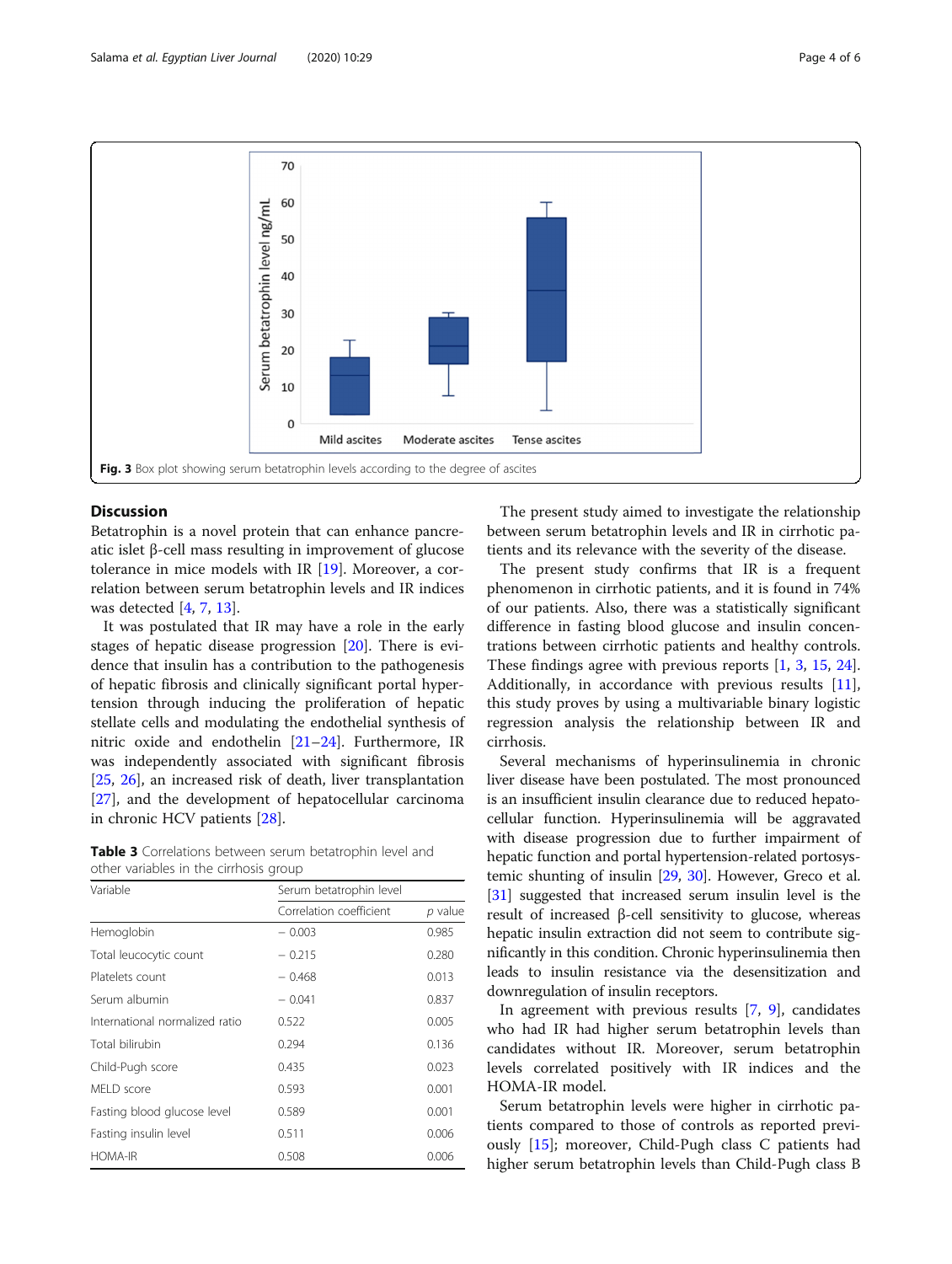Fig. 3 Box plot showing serum betatrophin levels according to the degree of ascites

## Discussion

Betatrophin is a novel protein that can enhance pancreatic islet β-cell mass resulting in improvement of glucose tolerance in mice models with IR [19]. Moreover, a correlation between serum betatrophin levels and IR indices was detected [4, 7, 13].

It was postulated that IR may have a role in the early stages of hepatic disease progression [20]. There is evidence that insulin has a contribution to the pathogenesis of hepatic fibrosis and clinically significant portal hypertension through inducing the proliferation of hepatic stellate cells and modulating the endothelial synthesis of nitric oxide and endothelin [21–24]. Furthermore, IR was independently associated with significant fibrosis [25, 26], an increased risk of death, liver transplantation [27], and the development of hepatocellular carcinoma in chronic HCV patients [28].

**Table 3** Correlations between serum betatrophin level and other variables in the cirrhosis group

| Variable | Serum betatrophin level | |
|---|---|---|
| | Correlation coefficient | *p* value |
| Hemoglobin | − 0.003 | 0.985 |
| Total leucocytic count | − 0.215 | 0.280 |
| Platelets count | − 0.468 | 0.013 |
| Serum albumin | − 0.041 | 0.837 |
| International normalized ratio | 0.522 | 0.005 |
| Total bilirubin | 0.294 | 0.136 |
| Child-Pugh score | 0.435 | 0.023 |
| MELD score | 0.593 | 0.001 |
| Fasting blood glucose level | 0.589 | 0.001 |
| Fasting insulin level | 0.511 | 0.006 |
| HOMA-IR | 0.508 | 0.006 |

The present study aimed to investigate the relationship between serum betatrophin levels and IR in cirrhotic patients and its relevance with the severity of the disease.

The present study confirms that IR is a frequent phenomenon in cirrhotic patients, and it is found in 74% of our patients. Also, there was a statistically significant difference in fasting blood glucose and insulin concentrations between cirrhotic patients and healthy controls. These findings agree with previous reports [1, 3, 15, 24]. Additionally, in accordance with previous results [11], this study proves by using a multivariable binary logistic regression analysis the relationship between IR and cirrhosis.

Several mechanisms of hyperinsulinemia in chronic liver disease have been postulated. The most pronounced is an insufficient insulin clearance due to reduced hepatocellular function. Hyperinsulinemia will be aggravated with disease progression due to further impairment of hepatic function and portal hypertension-related portosystemic shunting of insulin [29, 30]. However, Greco et al. [31] suggested that increased serum insulin level is the result of increased β-cell sensitivity to glucose, whereas hepatic insulin extraction did not seem to contribute significantly in this condition. Chronic hyperinsulinemia then leads to insulin resistance via the desensitization and downregulation of insulin receptors.

In agreement with previous results [7, 9], candidates who had IR had higher serum betatrophin levels than candidates without IR. Moreover, serum betatrophin levels correlated positively with IR indices and the HOMA-IR model.

Serum betatrophin levels were higher in cirrhotic patients compared to those of controls as reported previously [15]; moreover, Child-Pugh class C patients had higher serum betatrophin levels than Child-Pugh class B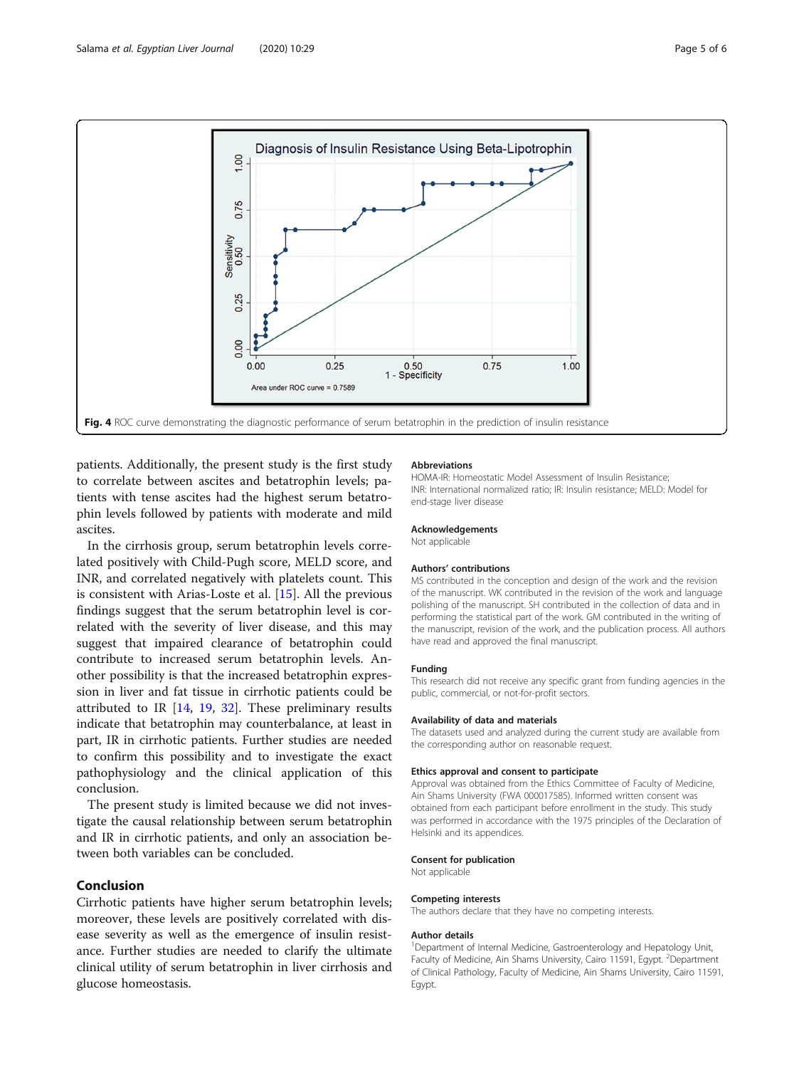Fig. 4 ROC curve demonstrating the diagnostic performance of serum betatrophin in the prediction of insulin resistance

patients. Additionally, the present study is the first study to correlate between ascites and betatrophin levels; patients with tense ascites had the highest serum betatrophin levels followed by patients with moderate and mild ascites.

In the cirrhosis group, serum betatrophin levels correlated positively with Child-Pugh score, MELD score, and INR, and correlated negatively with platelets count. This is consistent with Arias-Loste et al. [15]. All the previous findings suggest that the serum betatrophin level is correlated with the severity of liver disease, and this may suggest that impaired clearance of betatrophin could contribute to increased serum betatrophin levels. Another possibility is that the increased betatrophin expression in liver and fat tissue in cirrhotic patients could be attributed to IR [14, 19, 32]. These preliminary results indicate that betatrophin may counterbalance, at least in part, IR in cirrhotic patients. Further studies are needed to confirm this possibility and to investigate the exact pathophysiology and the clinical application of this conclusion.

The present study is limited because we did not investigate the causal relationship between serum betatrophin and IR in cirrhotic patients, and only an association between both variables can be concluded.

## Conclusion

Cirrhotic patients have higher serum betatrophin levels; moreover, these levels are positively correlated with disease severity as well as the emergence of insulin resistance. Further studies are needed to clarify the ultimate clinical utility of serum betatrophin in liver cirrhosis and glucose homeostasis.

### Abbreviations

HOMA-IR: Homeostatic Model Assessment of Insulin Resistance; INR: International normalized ratio; IR: Insulin resistance; MELD: Model for end-stage liver disease

### Acknowledgements

Not applicable

### Authors' contributions

MS contributed in the conception and design of the work and the revision of the manuscript. WK contributed in the revision of the work and language polishing of the manuscript. SH contributed in the collection of data and in performing the statistical part of the work. GM contributed in the writing of the manuscript, revision of the work, and the publication process. All authors have read and approved the final manuscript.

### Funding

This research did not receive any specific grant from funding agencies in the public, commercial, or not-for-profit sectors.

### Availability of data and materials

The datasets used and analyzed during the current study are available from the corresponding author on reasonable request.

### Ethics approval and consent to participate

Approval was obtained from the Ethics Committee of Faculty of Medicine, Ain Shams University (FWA 000017585). Informed written consent was obtained from each participant before enrollment in the study. This study was performed in accordance with the 1975 principles of the Declaration of Helsinki and its appendices.

### Consent for publication

Not applicable

### Competing interests

The authors declare that they have no competing interests.

### Author details

[1]Department of Internal Medicine, Gastroenterology and Hepatology Unit, Faculty of Medicine, Ain Shams University, Cairo 11591, Egypt. [2]Department of Clinical Pathology, Faculty of Medicine, Ain Shams University, Cairo 11591, Egypt.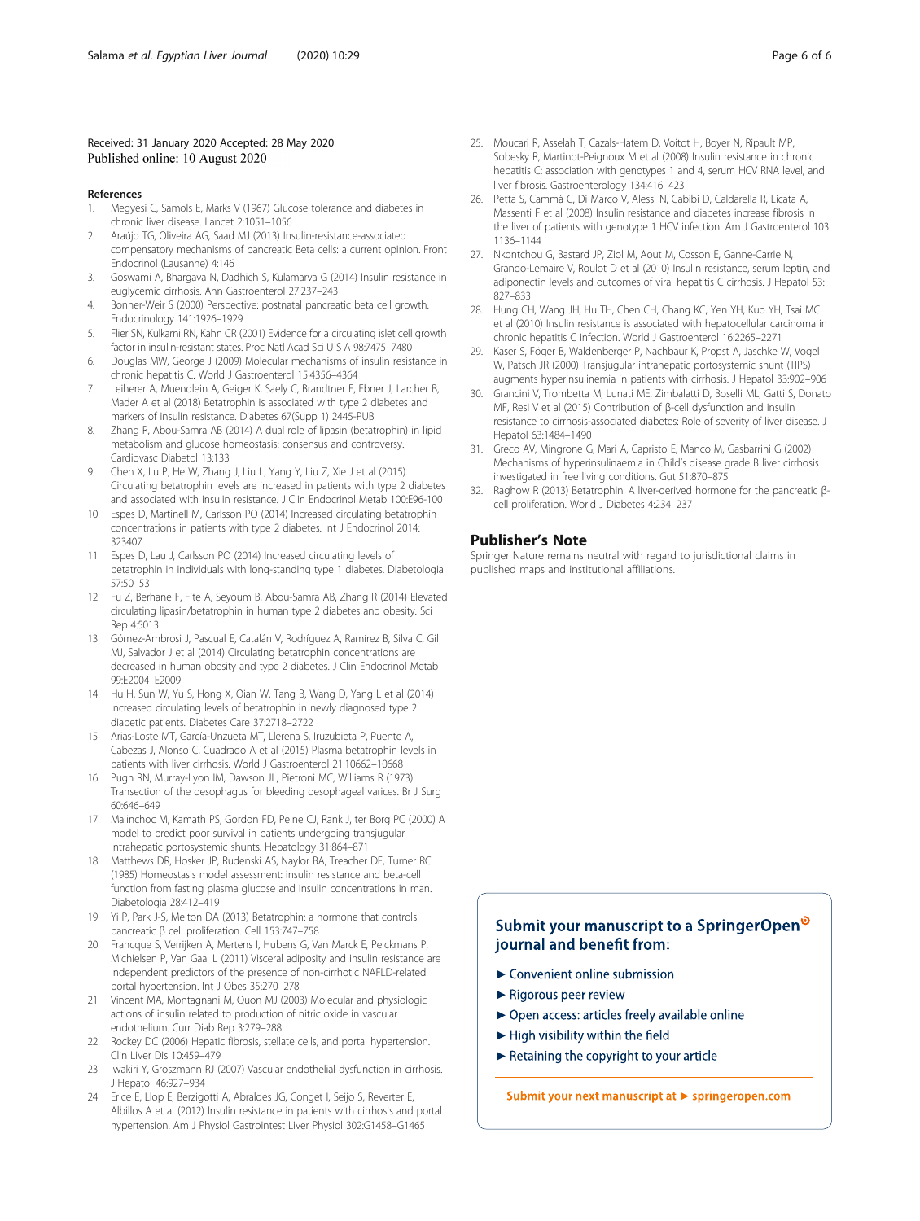Received: 31 January 2020 Accepted: 28 May 2020
Published online: 10 August 2020

## References

1. Megyesi C, Samols E, Marks V (1967) Glucose tolerance and diabetes in chronic liver disease. Lancet 2:1051–1056
2. Araújo TG, Oliveira AG, Saad MJ (2013) Insulin-resistance-associated compensatory mechanisms of pancreatic Beta cells: a current opinion. Front Endocrinol (Lausanne) 4:146
3. Goswami A, Bhargava N, Dadhich S, Kulamarva G (2014) Insulin resistance in euglycemic cirrhosis. Ann Gastroenterol 27:237–243
4. Bonner-Weir S (2000) Perspective: postnatal pancreatic beta cell growth. Endocrinology 141:1926–1929
5. Flier SN, Kulkarni RN, Kahn CR (2001) Evidence for a circulating islet cell growth factor in insulin-resistant states. Proc Natl Acad Sci U S A 98:7475–7480
6. Douglas MW, George J (2009) Molecular mechanisms of insulin resistance in chronic hepatitis C. World J Gastroenterol 15:4356–4364
7. Leiherer A, Muendlein A, Geiger K, Saely C, Brandtner E, Ebner J, Larcher B, Mader A et al (2018) Betatrophin is associated with type 2 diabetes and markers of insulin resistance. Diabetes 67(Supp 1) 2445-PUB
8. Zhang R, Abou-Samra AB (2014) A dual role of lipasin (betatrophin) in lipid metabolism and glucose homeostasis: consensus and controversy. Cardiovasc Diabetol 13:133
9. Chen X, Lu P, He W, Zhang J, Liu L, Yang Y, Liu Z, Xie J et al (2015) Circulating betatrophin levels are increased in patients with type 2 diabetes and associated with insulin resistance. J Clin Endocrinol Metab 100:E96-100
10. Espes D, Martinell M, Carlsson PO (2014) Increased circulating betatrophin concentrations in patients with type 2 diabetes. Int J Endocrinol 2014: 323407
11. Espes D, Lau J, Carlsson PO (2014) Increased circulating levels of betatrophin in individuals with long-standing type 1 diabetes. Diabetologia 57:50–53
12. Fu Z, Berhane F, Fite A, Seyoum B, Abou-Samra AB, Zhang R (2014) Elevated circulating lipasin/betatrophin in human type 2 diabetes and obesity. Sci Rep 4:5013
13. Gómez-Ambrosi J, Pascual E, Catalán V, Rodríguez A, Ramírez B, Silva C, Gil MJ, Salvador J et al (2014) Circulating betatrophin concentrations are decreased in human obesity and type 2 diabetes. J Clin Endocrinol Metab 99:E2004–E2009
14. Hu H, Sun W, Yu S, Hong X, Qian W, Tang B, Wang D, Yang L et al (2014) Increased circulating levels of betatrophin in newly diagnosed type 2 diabetic patients. Diabetes Care 37:2718–2722
15. Arias-Loste MT, García-Unzueta MT, Llerena S, Iruzubieta P, Puente A, Cabezas J, Alonso C, Cuadrado A et al (2015) Plasma betatrophin levels in patients with liver cirrhosis. World J Gastroenterol 21:10662–10668
16. Pugh RN, Murray-Lyon IM, Dawson JL, Pietroni MC, Williams R (1973) Transection of the oesophagus for bleeding oesophageal varices. Br J Surg 60:646–649
17. Malinchoc M, Kamath PS, Gordon FD, Peine CJ, Rank J, ter Borg PC (2000) A model to predict poor survival in patients undergoing transjugular intrahepatic portosystemic shunts. Hepatology 31:864–871
18. Matthews DR, Hosker JP, Rudenski AS, Naylor BA, Treacher DF, Turner RC (1985) Homeostasis model assessment: insulin resistance and beta-cell function from fasting plasma glucose and insulin concentrations in man. Diabetologia 28:412–419
19. Yi P, Park J-S, Melton DA (2013) Betatrophin: a hormone that controls pancreatic β cell proliferation. Cell 153:747–758
20. Francque S, Verrijken A, Mertens I, Hubens G, Van Marck E, Pelckmans P, Michielsen P, Van Gaal L (2011) Visceral adiposity and insulin resistance are independent predictors of the presence of non-cirrhotic NAFLD-related portal hypertension. Int J Obes 35:270–278
21. Vincent MA, Montagnani M, Quon MJ (2003) Molecular and physiologic actions of insulin related to production of nitric oxide in vascular endothelium. Curr Diab Rep 3:279–288
22. Rockey DC (2006) Hepatic fibrosis, stellate cells, and portal hypertension. Clin Liver Dis 10:459–479
23. Iwakiri Y, Groszmann RJ (2007) Vascular endothelial dysfunction in cirrhosis. J Hepatol 46:927–934
24. Erice E, Llop E, Berzigotti A, Abraldes JG, Conget I, Seijo S, Reverter E, Albillos A et al (2012) Insulin resistance in patients with cirrhosis and portal hypertension. Am J Physiol Gastrointest Liver Physiol 302:G1458–G1465
25. Moucari R, Asselah T, Cazals-Hatem D, Voitot H, Boyer N, Ripault MP, Sobesky R, Martinot-Peignoux M et al (2008) Insulin resistance in chronic hepatitis C: association with genotypes 1 and 4, serum HCV RNA level, and liver fibrosis. Gastroenterology 134:416–423
26. Petta S, Cammà C, Di Marco V, Alessi N, Cabibi D, Caldarella R, Licata A, Massenti F et al (2008) Insulin resistance and diabetes increase fibrosis in the liver of patients with genotype 1 HCV infection. Am J Gastroenterol 103: 1136–1144
27. Nkontchou G, Bastard JP, Ziol M, Aout M, Cosson E, Ganne-Carrie N, Grando-Lemaire V, Roulot D et al (2010) Insulin resistance, serum leptin, and adiponectin levels and outcomes of viral hepatitis C cirrhosis. J Hepatol 53: 827–833
28. Hung CH, Wang JH, Hu TH, Chen CH, Chang KC, Yen YH, Kuo YH, Tsai MC et al (2010) Insulin resistance is associated with hepatocellular carcinoma in chronic hepatitis C infection. World J Gastroenterol 16:2265–2271
29. Kaser S, Föger B, Waldenberger P, Nachbaur K, Propst A, Jaschke W, Vogel W, Patsch JR (2000) Transjugular intrahepatic portosystemic shunt (TIPS) augments hyperinsulinemia in patients with cirrhosis. J Hepatol 33:902–906
30. Grancini V, Trombetta M, Lunati ME, Zimbalatti D, Boselli ML, Gatti S, Donato MF, Resi V et al (2015) Contribution of β-cell dysfunction and insulin resistance to cirrhosis-associated diabetes: Role of severity of liver disease. J Hepatol 63:1484–1490
31. Greco AV, Mingrone G, Mari A, Capristo E, Manco M, Gasbarrini G (2002) Mechanisms of hyperinsulinaemia in Child's disease grade B liver cirrhosis investigated in free living conditions. Gut 51:870–875
32. Raghow R (2013) Betatrophin: A liver-derived hormone for the pancreatic β-cell proliferation. World J Diabetes 4:234–237

## Publisher's Note

Springer Nature remains neutral with regard to jurisdictional claims in published maps and institutional affiliations.